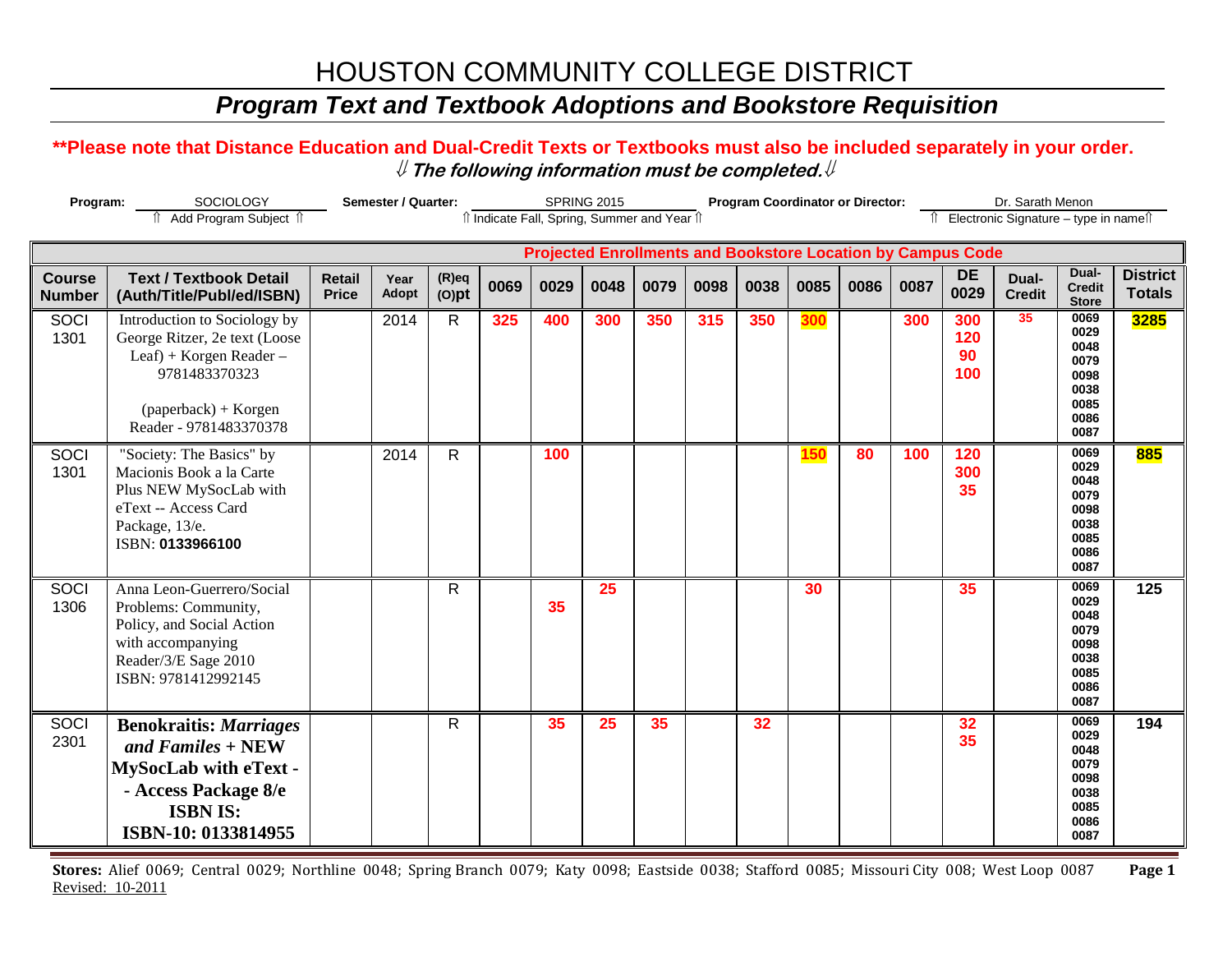# HOUSTON COMMUNITY COLLEGE DISTRICT

## *Program Text and Textbook Adoptions and Bookstore Requisition*

**\*\*Please note that Distance Education and Dual-Credit Texts or Textbooks must also be included separately in your order.**

⇓ ***The following information must be completed.*** ⇓

**Program:** SOCIOLOGY (⇑ Add Program Subject ⇑) **Semester / Quarter:** SPRING 2015 (⇑ Indicate Fall, Spring, Summer and Year ⇑) **Program Coordinator or Director:** Dr. Sarath Menon (⇑ Electronic Signature – type in name ⇑)

| | | | | | Projected Enrollments and Bookstore Location by Campus Code | | | | | | | | | | | | |
|---|---|---|---|---|---|---|---|---|---|---|---|---|---|---|---|---|---|
| **Course Number** | **Text / Textbook Detail (Auth/Title/Publ/ed/ISBN)** | **Retail Price** | **Year Adopt** | **(R)eq (O)pt** | **0069** | **0029** | **0048** | **0079** | **0098** | **0038** | **0085** | **0086** | **0087** | **DE 0029** | **Dual-Credit** | **Dual-Credit Store** | **District Totals** |
| SOCI 1301 | Introduction to Sociology by George Ritzer, 2e text (Loose Leaf) + Korgen Reader – 9781483370323 (paperback) + Korgen Reader - 9781483370378 | | 2014 | R | 325 | 400 | 300 | 350 | 315 | 350 | 300 | | 300 | 300 120 90 100 | 35 | 0069 0029 0048 0079 0098 0038 0085 0086 0087 | 3285 |
| SOCI 1301 | "Society: The Basics" by Macionis Book a la Carte Plus NEW MySocLab with eText -- Access Card Package, 13/e. ISBN: **0133966100** | | 2014 | R | | 100 | | | | | 150 | 80 | 100 | 120 300 35 | | 0069 0029 0048 0079 0098 0038 0085 0086 0087 | 885 |
| SOCI 1306 | Anna Leon-Guerrero/Social Problems: Community, Policy, and Social Action with accompanying Reader/3/E Sage 2010 ISBN: 9781412992145 | | | R | | 35 | 25 | | | | 30 | | | 35 | | 0069 0029 0048 0079 0098 0038 0085 0086 0087 | 125 |
| SOCI 2301 | **Benokraitis: *Marriages and Familes* + NEW MySocLab with eText -- Access Package 8/e ISBN IS: ISBN-10: 0133814955** | | | R | | 35 | 25 | 35 | | 32 | | | | 32 35 | | 0069 0029 0048 0079 0098 0038 0085 0086 0087 | 194 |

**Stores:** Alief 0069; Central 0029; Northline 0048; Spring Branch 0079; Katy 0098; Eastside 0038; Stafford 0085; Missouri City 008; West Loop 0087

Revised: 10-2011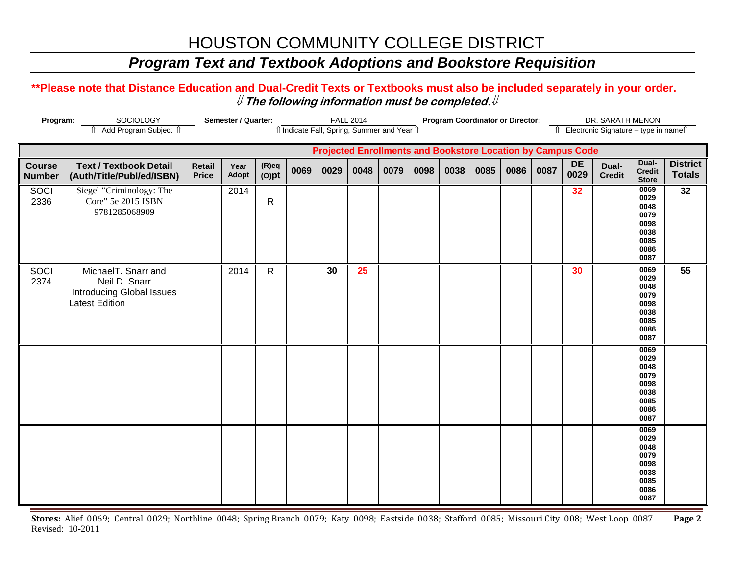# HOUSTON COMMUNITY COLLEGE DISTRICT

## *Program Text and Textbook Adoptions and Bookstore Requisition*

**\*\*Please note that Distance Education and Dual-Credit Texts or Textbooks must also be included separately in your order.**

⇓ ***The following information must be completed.*** ⇓

**Program:** SOCIOLOGY
⇑ Add Program Subject ⇑

**Semester / Quarter:** FALL 2014
⇑ Indicate Fall, Spring, Summer and Year ⇑

**Program Coordinator or Director:** DR. SARATH MENON
⇑ Electronic Signature – type in name ⇑

| | | | | | Projected Enrollments and Bookstore Location by Campus Code | | | | | | | | | | | | |
|---|---|---|---|---|---|---|---|---|---|---|---|---|---|---|---|---|---|
| **Course Number** | **Text / Textbook Detail (Auth/Title/Publ/ed/ISBN)** | **Retail Price** | **Year Adopt** | **(R)eq (O)pt** | **0069** | **0029** | **0048** | **0079** | **0098** | **0038** | **0085** | **0086** | **0087** | **DE 0029** | **Dual-Credit** | **Dual-Credit Store** | **District Totals** |
| SOCI 2336 | Siegel "Criminology: The Core" 5e 2015 ISBN 9781285068909 | | 2014 | R | | | | | | | | | | 32 | | 0069 0029 0048 0079 0098 0038 0085 0086 0087 | 32 |
| SOCI 2374 | MichaelT. Snarr and Neil D. Snarr Introducing Global Issues Latest Edition | | 2014 | R | | 30 | 25 | | | | | | | 30 | | 0069 0029 0048 0079 0098 0038 0085 0086 0087 | 55 |
| | | | | | | | | | | | | | | | | 0069 0029 0048 0079 0098 0038 0085 0086 0087 | |
| | | | | | | | | | | | | | | | | 0069 0029 0048 0079 0098 0038 0085 0086 0087 | |

**Stores:** Alief 0069; Central 0029; Northline 0048; Spring Branch 0079; Katy 0098; Eastside 0038; Stafford 0085; Missouri City 008; West Loop 0087

Revised: 10-2011